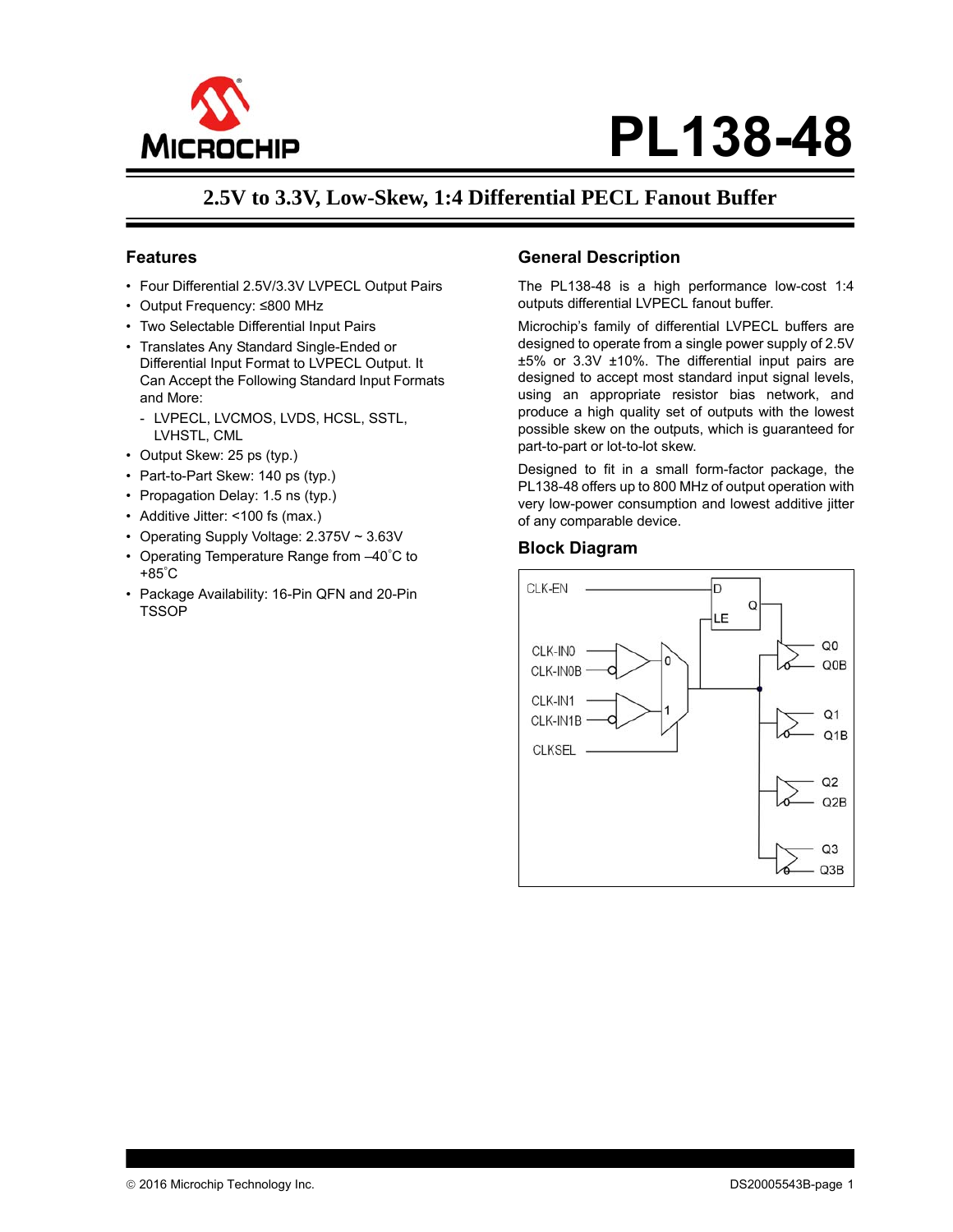# PL138-48

## 2.5V to 3.3V, Low-Skew, 1:4 Differential PECL Fanout Buffer

### Features

- Four Differential 2.5V/3.3V LVPECL Output Pairs
- Output Frequency: ≤800 MHz
- Two Selectable Differential Input Pairs
- Translates Any Standard Single-Ended or Differential Input Format to LVPECL Output. It Can Accept the Following Standard Input Formats and More:
  - LVPECL, LVCMOS, LVDS, HCSL, SSTL, LVHSTL, CML
- Output Skew: 25 ps (typ.)
- Part-to-Part Skew: 140 ps (typ.)
- Propagation Delay: 1.5 ns (typ.)
- Additive Jitter: <100 fs (max.)
- Operating Supply Voltage: 2.375V ~ 3.63V
- Operating Temperature Range from –40°C to +85°C
- Package Availability: 16-Pin QFN and 20-Pin TSSOP

### General Description

The PL138-48 is a high performance low-cost 1:4 outputs differential LVPECL fanout buffer.

Microchip's family of differential LVPECL buffers are designed to operate from a single power supply of 2.5V ±5% or 3.3V ±10%. The differential input pairs are designed to accept most standard input signal levels, using an appropriate resistor bias network, and produce a high quality set of outputs with the lowest possible skew on the outputs, which is guaranteed for part-to-part or lot-to-lot skew.

Designed to fit in a small form-factor package, the PL138-48 offers up to 800 MHz of output operation with very low-power consumption and lowest additive jitter of any comparable device.

### Block Diagram

CLK-EN, CLK-IN0, CLK-IN0B, CLK-IN1, CLK-IN1B, CLKSEL, D, Q, LE, 0, 1, Q0, Q0B, Q1, Q1B, Q2, Q2B, Q3, Q3B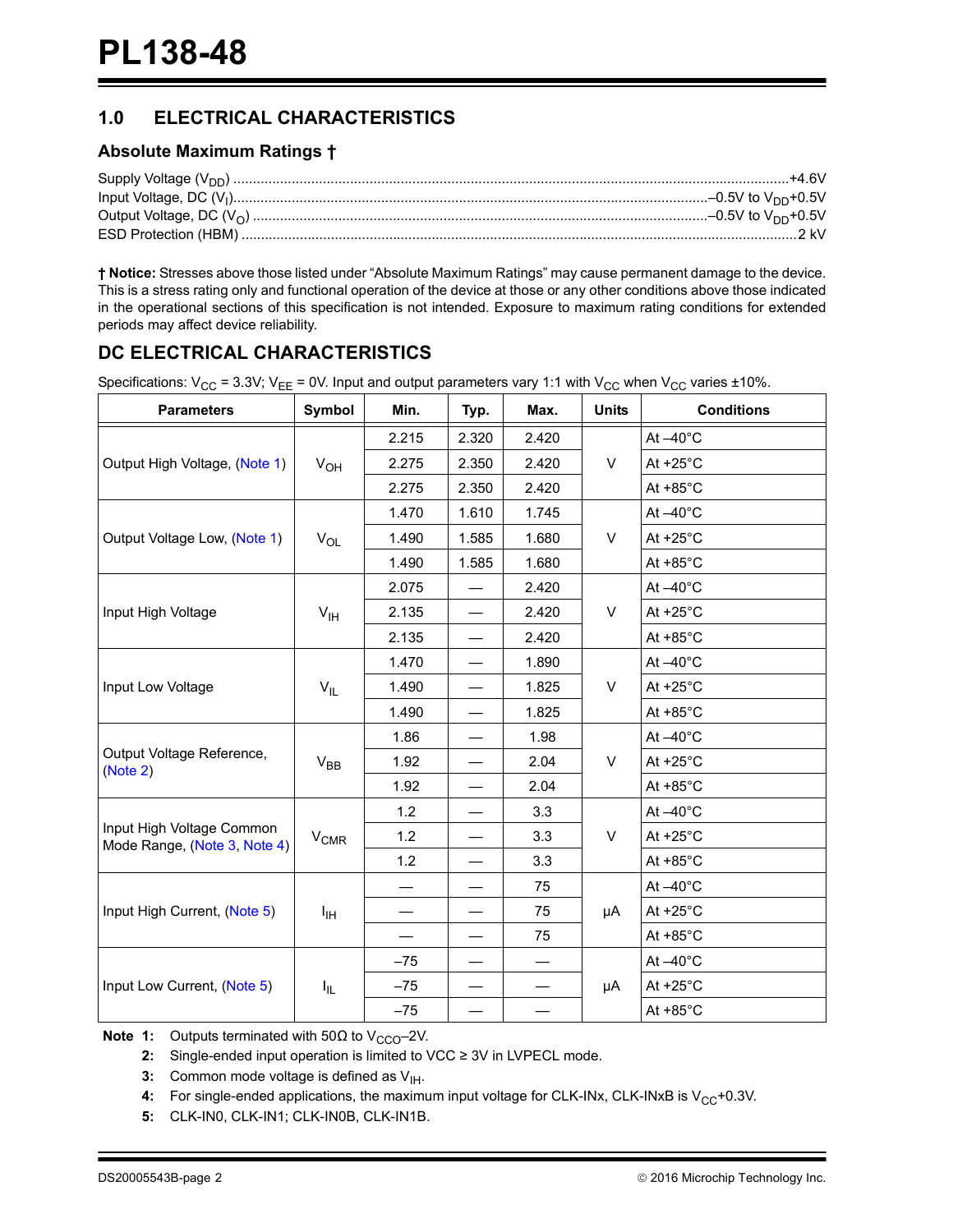## 1.0 ELECTRICAL CHARACTERISTICS

### Absolute Maximum Ratings †

Supply Voltage ($V_{DD}$) ........ +4.6V
Input Voltage, DC ($V_I$) ........ –0.5V to $V_{DD}$+0.5V
Output Voltage, DC ($V_O$) ........ –0.5V to $V_{DD}$+0.5V
ESD Protection (HBM) ........ 2 kV

**† Notice:** Stresses above those listed under “Absolute Maximum Ratings” may cause permanent damage to the device. This is a stress rating only and functional operation of the device at those or any other conditions above those indicated in the operational sections of this specification is not intended. Exposure to maximum rating conditions for extended periods may affect device reliability.

## DC ELECTRICAL CHARACTERISTICS

Specifications: $V_{CC}$ = 3.3V; $V_{EE}$ = 0V. Input and output parameters vary 1:1 with $V_{CC}$ when $V_{CC}$ varies ±10%.

| Parameters | Symbol | Min. | Typ. | Max. | Units | Conditions |
|---|---|---|---|---|---|---|
| Output High Voltage, (Note 1) | $V_{OH}$ | 2.215 | 2.320 | 2.420 | V | At –40°C |
| | | 2.275 | 2.350 | 2.420 | | At +25°C |
| | | 2.275 | 2.350 | 2.420 | | At +85°C |
| Output Voltage Low, (Note 1) | $V_{OL}$ | 1.470 | 1.610 | 1.745 | V | At –40°C |
| | | 1.490 | 1.585 | 1.680 | | At +25°C |
| | | 1.490 | 1.585 | 1.680 | | At +85°C |
| Input High Voltage | $V_{IH}$ | 2.075 | — | 2.420 | V | At –40°C |
| | | 2.135 | — | 2.420 | | At +25°C |
| | | 2.135 | — | 2.420 | | At +85°C |
| Input Low Voltage | $V_{IL}$ | 1.470 | — | 1.890 | V | At –40°C |
| | | 1.490 | — | 1.825 | | At +25°C |
| | | 1.490 | — | 1.825 | | At +85°C |
| Output Voltage Reference, (Note 2) | $V_{BB}$ | 1.86 | — | 1.98 | V | At –40°C |
| | | 1.92 | — | 2.04 | | At +25°C |
| | | 1.92 | — | 2.04 | | At +85°C |
| Input High Voltage Common Mode Range, (Note 3, Note 4) | $V_{CMR}$ | 1.2 | — | 3.3 | V | At –40°C |
| | | 1.2 | — | 3.3 | | At +25°C |
| | | 1.2 | — | 3.3 | | At +85°C |
| Input High Current, (Note 5) | $I_{IH}$ | — | — | 75 | µA | At –40°C |
| | | — | — | 75 | | At +25°C |
| | | — | — | 75 | | At +85°C |
| Input Low Current, (Note 5) | $I_{IL}$ | –75 | — | — | µA | At –40°C |
| | | –75 | — | — | | At +25°C |
| | | –75 | — | — | | At +85°C |

**Note 1:** Outputs terminated with 50Ω to $V_{CCO}$–2V.

**2:** Single-ended input operation is limited to VCC ≥ 3V in LVPECL mode.

**3:** Common mode voltage is defined as $V_{IH}$.

**4:** For single-ended applications, the maximum input voltage for CLK-INx, CLK-INxB is $V_{CC}$+0.3V.

**5:** CLK-IN0, CLK-IN1; CLK-IN0B, CLK-IN1B.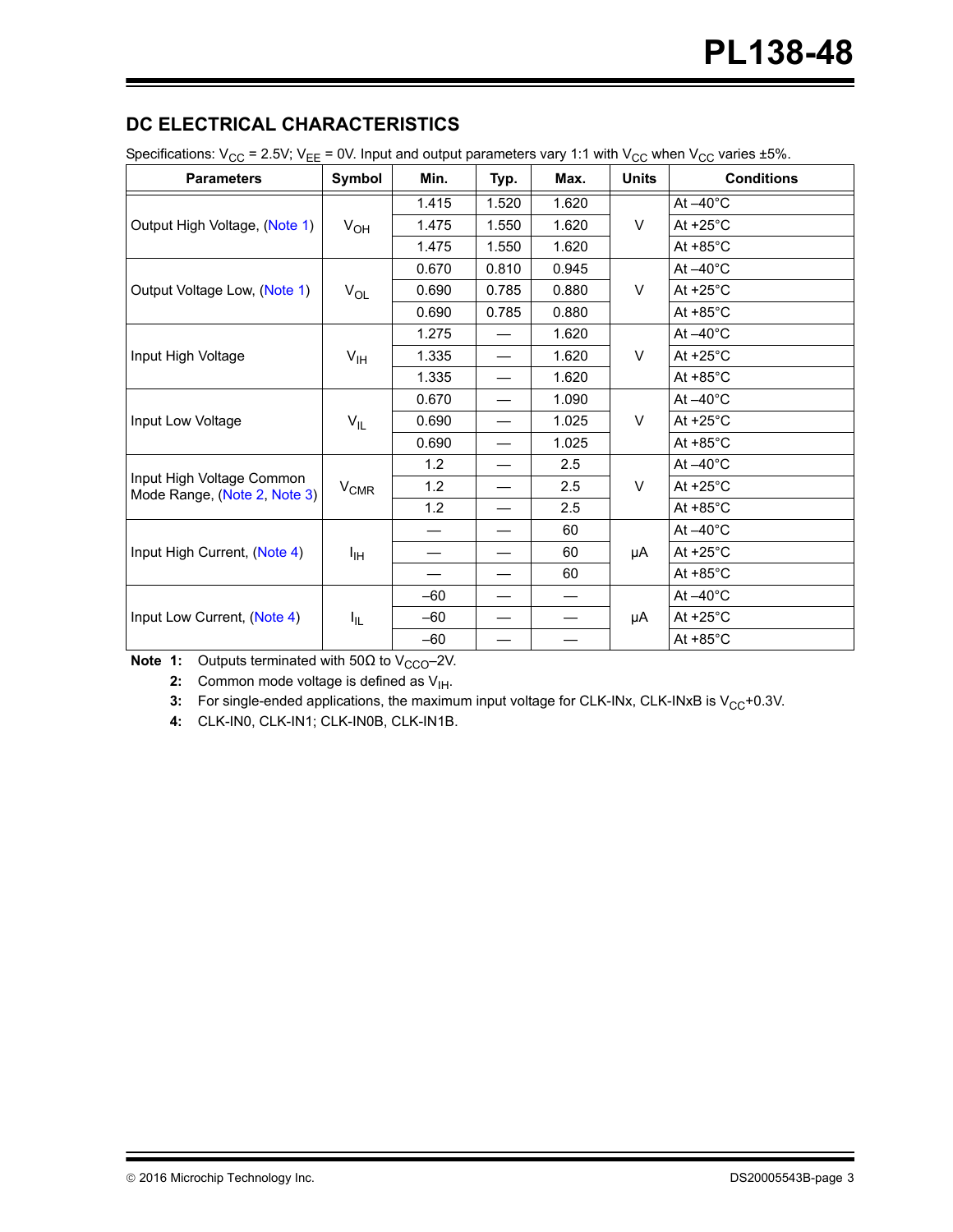## DC ELECTRICAL CHARACTERISTICS

Specifications: $V_{CC}$ = 2.5V; $V_{EE}$ = 0V. Input and output parameters vary 1:1 with $V_{CC}$ when $V_{CC}$ varies ±5%.

| Parameters | Symbol | Min. | Typ. | Max. | Units | Conditions |
|---|---|---|---|---|---|---|
| Output High Voltage, (Note 1) | $V_{OH}$ | 1.415 | 1.520 | 1.620 | V | At –40°C |
| | | 1.475 | 1.550 | 1.620 | | At +25°C |
| | | 1.475 | 1.550 | 1.620 | | At +85°C |
| Output Voltage Low, (Note 1) | $V_{OL}$ | 0.670 | 0.810 | 0.945 | V | At –40°C |
| | | 0.690 | 0.785 | 0.880 | | At +25°C |
| | | 0.690 | 0.785 | 0.880 | | At +85°C |
| Input High Voltage | $V_{IH}$ | 1.275 | — | 1.620 | V | At –40°C |
| | | 1.335 | — | 1.620 | | At +25°C |
| | | 1.335 | — | 1.620 | | At +85°C |
| Input Low Voltage | $V_{IL}$ | 0.670 | — | 1.090 | V | At –40°C |
| | | 0.690 | — | 1.025 | | At +25°C |
| | | 0.690 | — | 1.025 | | At +85°C |
| Input High Voltage Common Mode Range, (Note 2, Note 3) | $V_{CMR}$ | 1.2 | — | 2.5 | V | At –40°C |
| | | 1.2 | — | 2.5 | | At +25°C |
| | | 1.2 | — | 2.5 | | At +85°C |
| Input High Current, (Note 4) | $I_{IH}$ | — | — | 60 | µA | At –40°C |
| | | — | — | 60 | | At +25°C |
| | | — | — | 60 | | At +85°C |
| Input Low Current, (Note 4) | $I_{IL}$ | –60 | — | — | µA | At –40°C |
| | | –60 | — | — | | At +25°C |
| | | –60 | — | — | | At +85°C |

**Note 1:** Outputs terminated with 50Ω to $V_{CCO}$–2V.

**2:** Common mode voltage is defined as $V_{IH}$.

**3:** For single-ended applications, the maximum input voltage for CLK-INx, CLK-INxB is $V_{CC}$+0.3V.

**4:** CLK-IN0, CLK-IN1; CLK-IN0B, CLK-IN1B.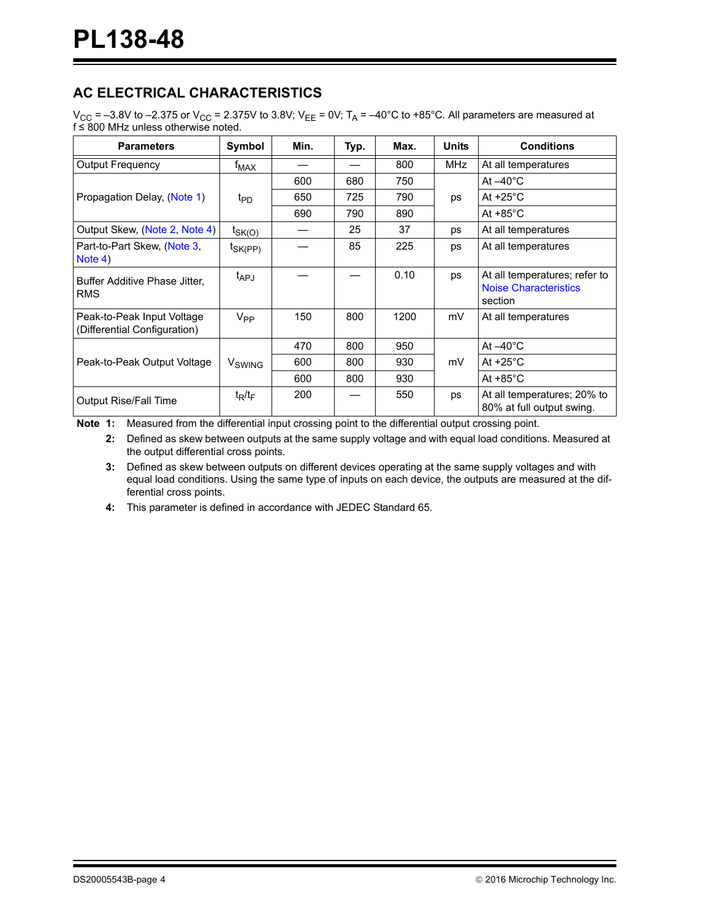## AC ELECTRICAL CHARACTERISTICS

$V_{CC}$ = –3.8V to –2.375 or $V_{CC}$ = 2.375V to 3.8V; $V_{EE}$ = 0V; $T_A$ = –40°C to +85°C. All parameters are measured at f ≤ 800 MHz unless otherwise noted.

| Parameters | Symbol | Min. | Typ. | Max. | Units | Conditions |
|---|---|---|---|---|---|---|
| Output Frequency | $f_{MAX}$ | — | — | 800 | MHz | At all temperatures |
| Propagation Delay, (Note 1) | $t_{PD}$ | 600 | 680 | 750 | ps | At –40°C |
| | | 650 | 725 | 790 | | At +25°C |
| | | 690 | 790 | 890 | | At +85°C |
| Output Skew, (Note 2, Note 4) | $t_{SK(O)}$ | — | 25 | 37 | ps | At all temperatures |
| Part-to-Part Skew, (Note 3, Note 4) | $t_{SK(PP)}$ | — | 85 | 225 | ps | At all temperatures |
| Buffer Additive Phase Jitter, RMS | $t_{APJ}$ | — | — | 0.10 | ps | At all temperatures; refer to Noise Characteristics section |
| Peak-to-Peak Input Voltage (Differential Configuration) | $V_{PP}$ | 150 | 800 | 1200 | mV | At all temperatures |
| Peak-to-Peak Output Voltage | $V_{SWING}$ | 470 | 800 | 950 | mV | At –40°C |
| | | 600 | 800 | 930 | | At +25°C |
| | | 600 | 800 | 930 | | At +85°C |
| Output Rise/Fall Time | $t_R/t_F$ | 200 | — | 550 | ps | At all temperatures; 20% to 80% at full output swing. |

**Note 1:** Measured from the differential input crossing point to the differential output crossing point.

**2:** Defined as skew between outputs at the same supply voltage and with equal load conditions. Measured at the output differential cross points.

**3:** Defined as skew between outputs on different devices operating at the same supply voltages and with equal load conditions. Using the same type of inputs on each device, the outputs are measured at the differential cross points.

**4:** This parameter is defined in accordance with JEDEC Standard 65.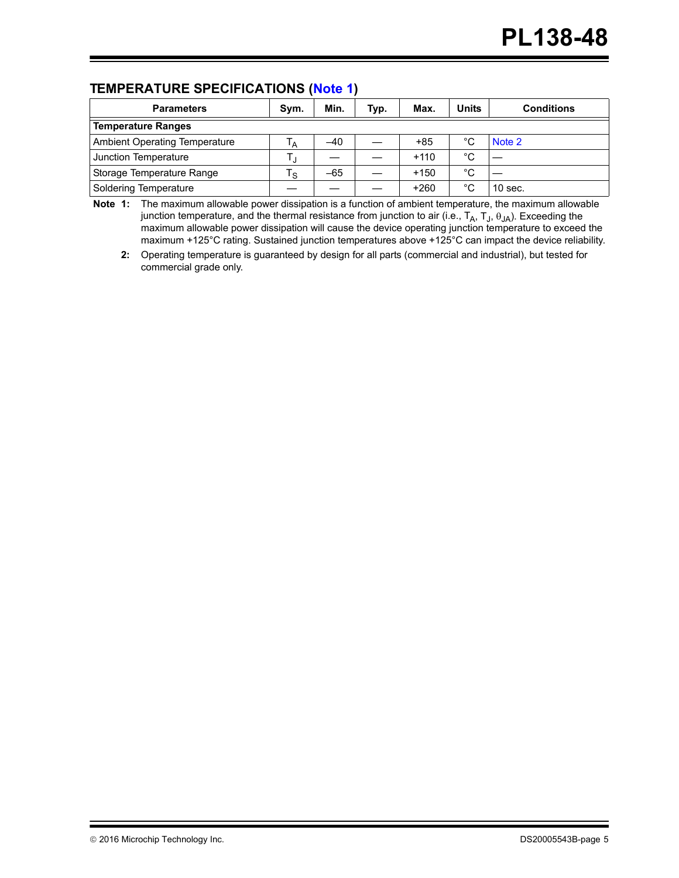## TEMPERATURE SPECIFICATIONS (Note 1)

| Parameters | Sym. | Min. | Typ. | Max. | Units | Conditions |
|---|---|---|---|---|---|---|
| **Temperature Ranges** | | | | | | |
| Ambient Operating Temperature | $T_A$ | –40 | — | +85 | °C | Note 2 |
| Junction Temperature | $T_J$ | — | — | +110 | °C | — |
| Storage Temperature Range | $T_S$ | –65 | — | +150 | °C | — |
| Soldering Temperature | — | — | — | +260 | °C | 10 sec. |

**Note 1:** The maximum allowable power dissipation is a function of ambient temperature, the maximum allowable junction temperature, and the thermal resistance from junction to air (i.e., $T_A$, $T_J$, $\theta_{JA}$). Exceeding the maximum allowable power dissipation will cause the device operating junction temperature to exceed the maximum +125°C rating. Sustained junction temperatures above +125°C can impact the device reliability.

**2:** Operating temperature is guaranteed by design for all parts (commercial and industrial), but tested for commercial grade only.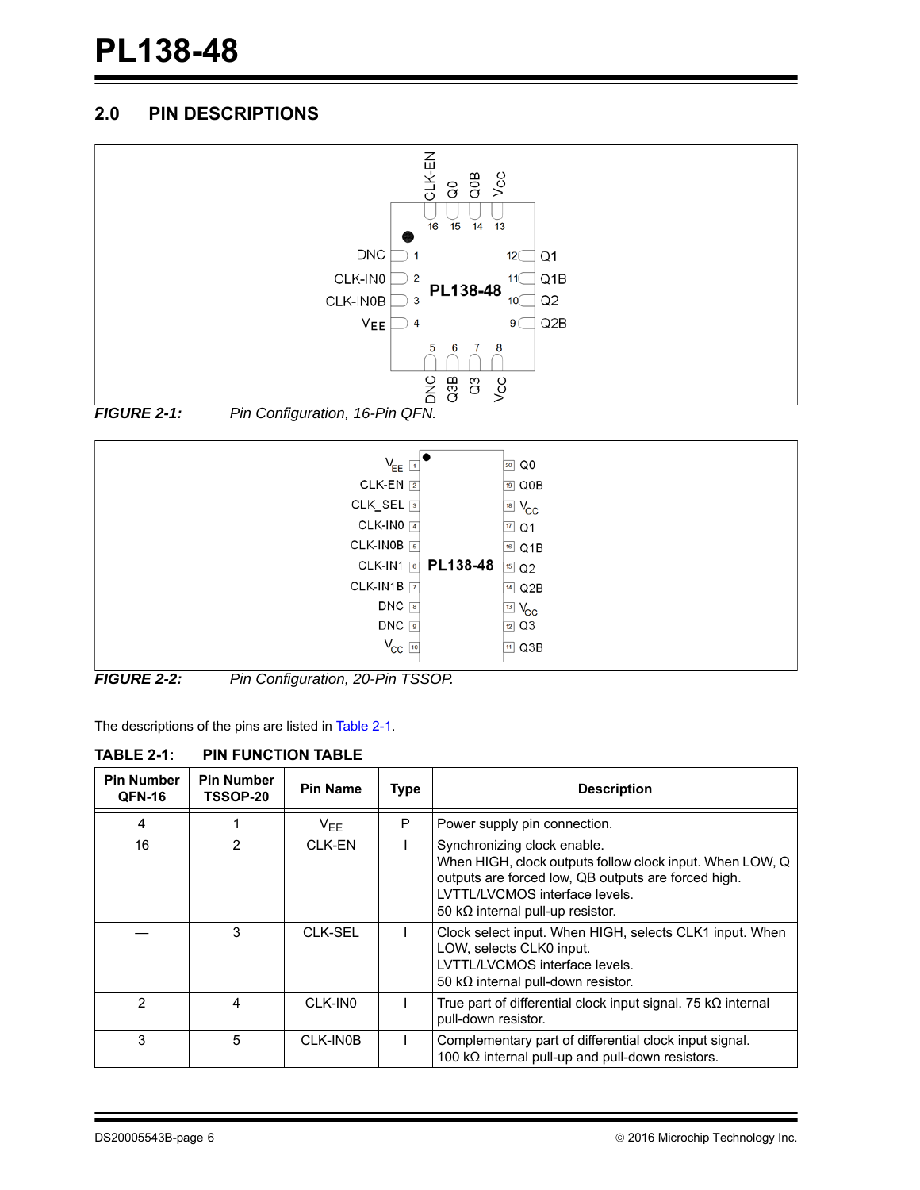## 2.0 PIN DESCRIPTIONS

*FIGURE 2-1: Pin Configuration, 16-Pin QFN.*

*FIGURE 2-2: Pin Configuration, 20-Pin TSSOP.*

The descriptions of the pins are listed in Table 2-1.

**TABLE 2-1: PIN FUNCTION TABLE**

| Pin Number QFN-16 | Pin Number TSSOP-20 | Pin Name | Type | Description |
|---|---|---|---|---|
| 4 | 1 | $V_{EE}$ | P | Power supply pin connection. |
| 16 | 2 | CLK-EN | I | Synchronizing clock enable.<br>When HIGH, clock outputs follow clock input. When LOW, Q outputs are forced low, QB outputs are forced high.<br>LVTTL/LVCMOS interface levels.<br>50 kΩ internal pull-up resistor. |
| — | 3 | CLK-SEL | I | Clock select input. When HIGH, selects CLK1 input. When LOW, selects CLK0 input.<br>LVTTL/LVCMOS interface levels.<br>50 kΩ internal pull-down resistor. |
| 2 | 4 | CLK-IN0 | I | True part of differential clock input signal. 75 kΩ internal pull-down resistor. |
| 3 | 5 | CLK-IN0B | I | Complementary part of differential clock input signal.<br>100 kΩ internal pull-up and pull-down resistors. |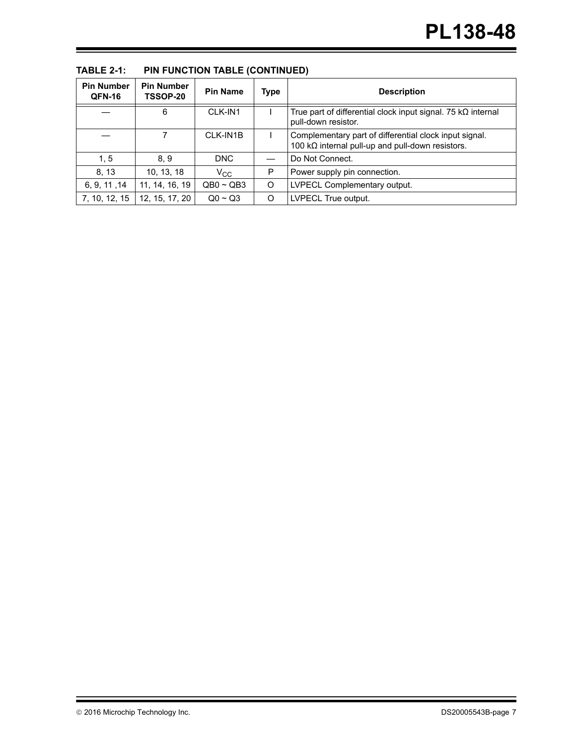**TABLE 2-1: PIN FUNCTION TABLE (CONTINUED)**

| Pin Number QFN-16 | Pin Number TSSOP-20 | Pin Name | Type | Description |
|---|---|---|---|---|
| — | 6 | CLK-IN1 | I | True part of differential clock input signal. 75 kΩ internal pull-down resistor. |
| — | 7 | CLK-IN1B | I | Complementary part of differential clock input signal. 100 kΩ internal pull-up and pull-down resistors. |
| 1, 5 | 8, 9 | DNC | — | Do Not Connect. |
| 8, 13 | 10, 13, 18 | $V_{CC}$ | P | Power supply pin connection. |
| 6, 9, 11 ,14 | 11, 14, 16, 19 | QB0 ~ QB3 | O | LVPECL Complementary output. |
| 7, 10, 12, 15 | 12, 15, 17, 20 | Q0 ~ Q3 | O | LVPECL True output. |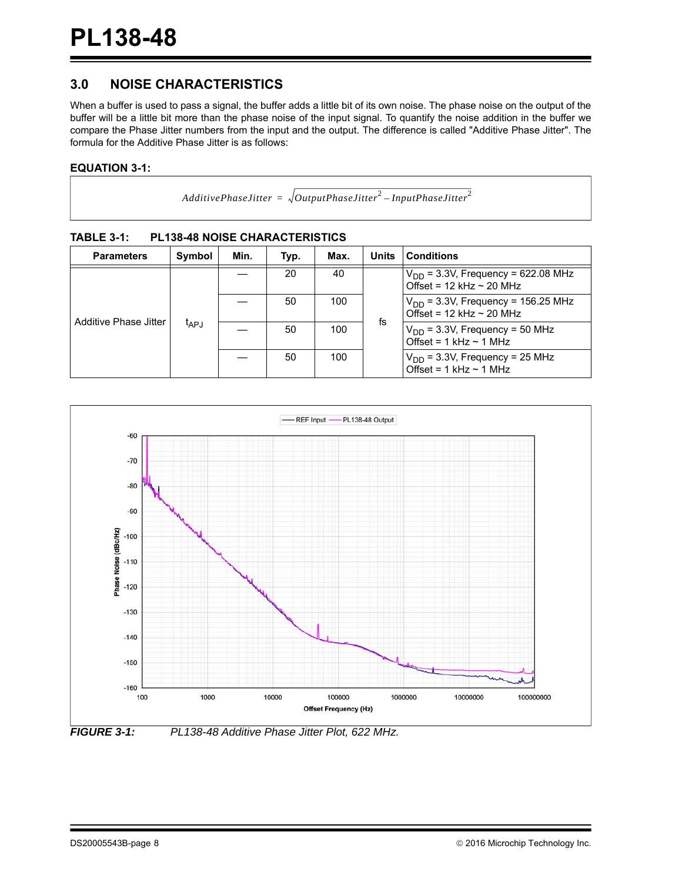## 3.0 NOISE CHARACTERISTICS

When a buffer is used to pass a signal, the buffer adds a little bit of its own noise. The phase noise on the output of the buffer will be a little bit more than the phase noise of the input signal. To quantify the noise addition in the buffer we compare the Phase Jitter numbers from the input and the output. The difference is called "Additive Phase Jitter". The formula for the Additive Phase Jitter is as follows:

**EQUATION 3-1:**

$$AdditivePhaseJitter = \sqrt{OutputPhaseJitter^2 - InputPhaseJitter^2}$$

**TABLE 3-1: PL138-48 NOISE CHARACTERISTICS**

| Parameters | Symbol | Min. | Typ. | Max. | Units | Conditions |
|---|---|---|---|---|---|---|
| Additive Phase Jitter | $t_{APJ}$ | — | 20 | 40 | fs | $V_{DD}$ = 3.3V, Frequency = 622.08 MHz Offset = 12 kHz ~ 20 MHz |
| | | — | 50 | 100 | | $V_{DD}$ = 3.3V, Frequency = 156.25 MHz Offset = 12 kHz ~ 20 MHz |
| | | — | 50 | 100 | | $V_{DD}$ = 3.3V, Frequency = 50 MHz Offset = 1 kHz ~ 1 MHz |
| | | — | 50 | 100 | | $V_{DD}$ = 3.3V, Frequency = 25 MHz Offset = 1 kHz ~ 1 MHz |

*FIGURE 3-1: PL138-48 Additive Phase Jitter Plot, 622 MHz.*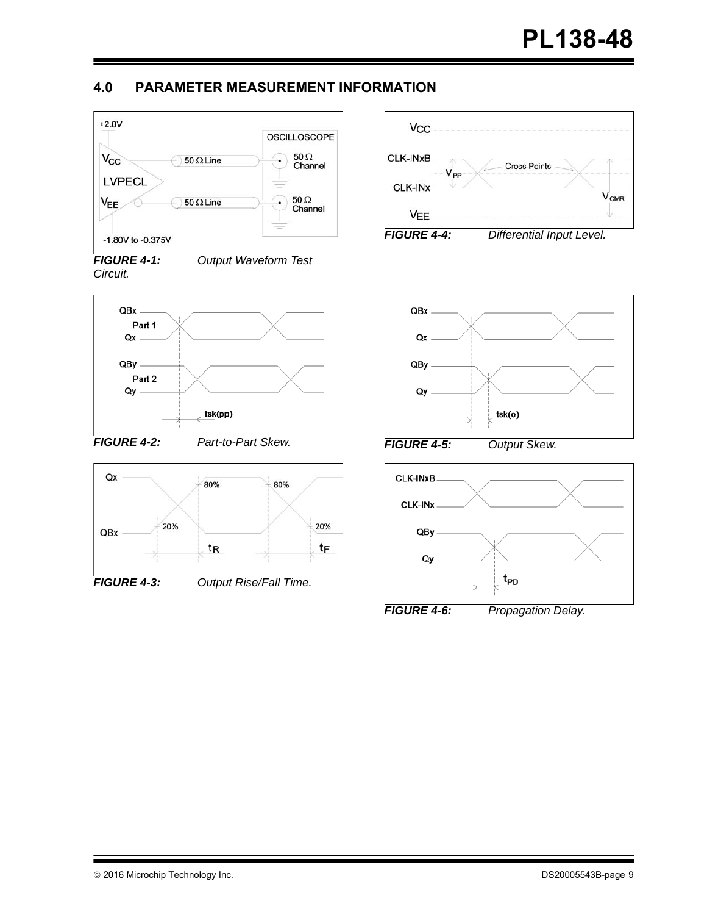## 4.0 PARAMETER MEASUREMENT INFORMATION

*FIGURE 4-1: Output Waveform Test Circuit.*

*FIGURE 4-2: Part-to-Part Skew.*

*FIGURE 4-3: Output Rise/Fall Time.*

*FIGURE 4-4: Differential Input Level.*

*FIGURE 4-5: Output Skew.*

*FIGURE 4-6: Propagation Delay.*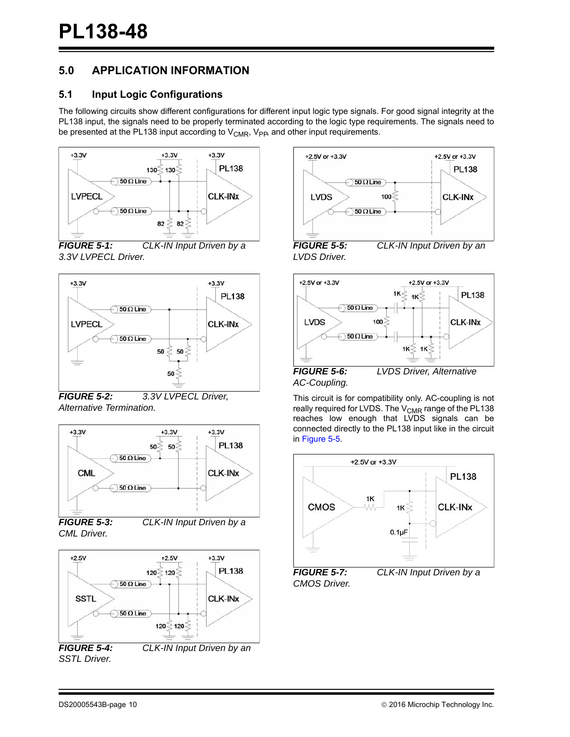## 5.0 APPLICATION INFORMATION

### 5.1 Input Logic Configurations

The following circuits show different configurations for different input logic type signals. For good signal integrity at the PL138 input, the signals need to be properly terminated according to the logic type requirements. The signals need to be presented at the PL138 input according to $V_{CMR}$, $V_{PP}$, and other input requirements.

*FIGURE 5-1: CLK-IN Input Driven by a 3.3V LVPECL Driver.*

*FIGURE 5-2: 3.3V LVPECL Driver, Alternative Termination.*

*FIGURE 5-3: CLK-IN Input Driven by a CML Driver.*

*FIGURE 5-4: CLK-IN Input Driven by an SSTL Driver.*

*FIGURE 5-5: CLK-IN Input Driven by an LVDS Driver.*

*FIGURE 5-6: LVDS Driver, Alternative AC-Coupling.*

This circuit is for compatibility only. AC-coupling is not really required for LVDS. The $V_{CMR}$ range of the PL138 reaches low enough that LVDS signals can be connected directly to the PL138 input like in the circuit in Figure 5-5.

*FIGURE 5-7: CLK-IN Input Driven by a CMOS Driver.*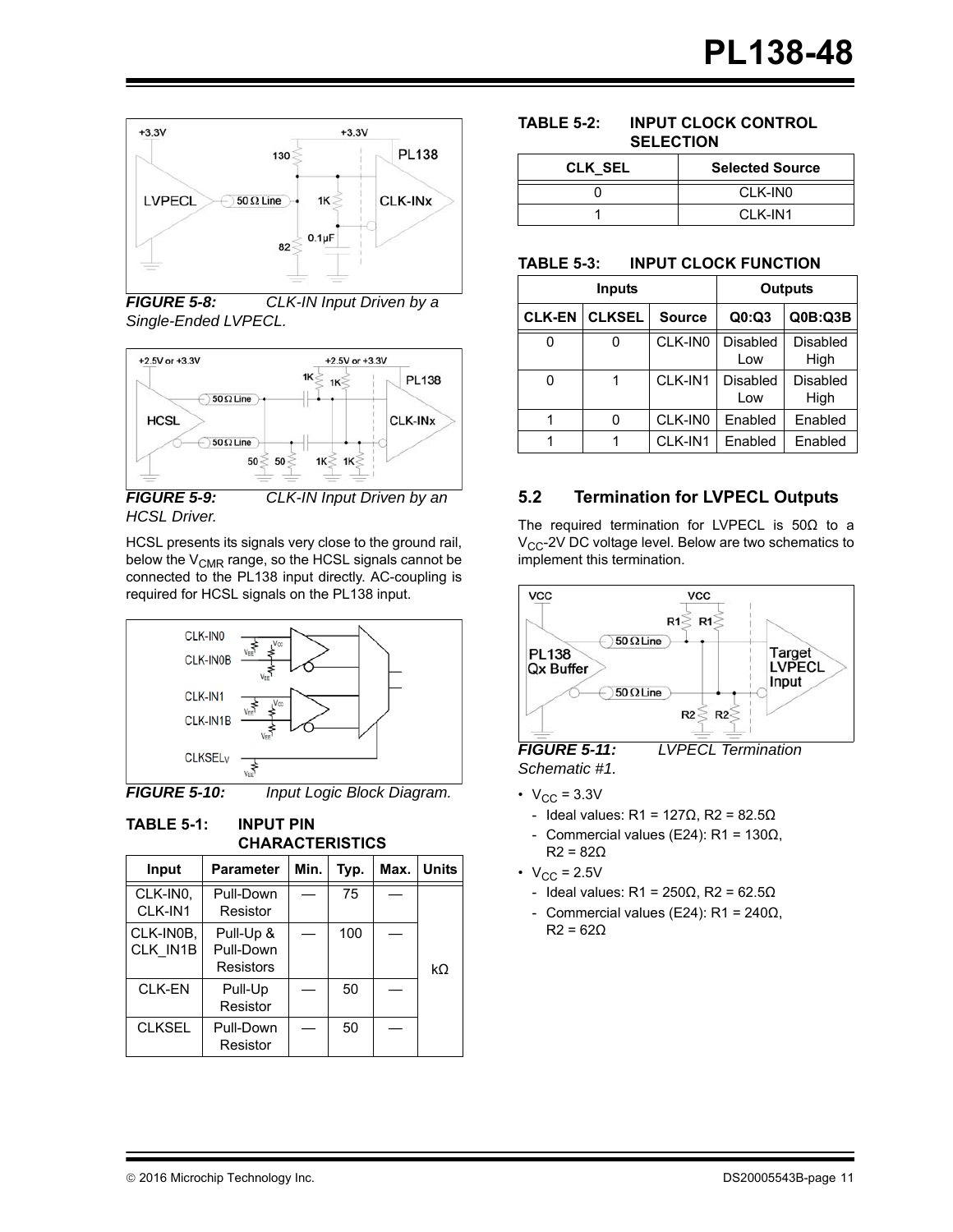**FIGURE 5-8:** *CLK-IN Input Driven by a Single-Ended LVPECL.*

**FIGURE 5-9:** *CLK-IN Input Driven by an HCSL Driver.*

HCSL presents its signals very close to the ground rail, below the $V_{CMR}$ range, so the HCSL signals cannot be connected to the PL138 input directly. AC-coupling is required for HCSL signals on the PL138 input.

**FIGURE 5-10:** *Input Logic Block Diagram.*

**TABLE 5-1: INPUT PIN CHARACTERISTICS**

| Input | Parameter | Min. | Typ. | Max. | Units |
|---|---|---|---|---|---|
| CLK-IN0, CLK-IN1 | Pull-Down Resistor | — | 75 | — | kΩ |
| CLK-IN0B, CLK_IN1B | Pull-Up & Pull-Down Resistors | — | 100 | — | |
| CLK-EN | Pull-Up Resistor | — | 50 | — | |
| CLKSEL | Pull-Down Resistor | — | 50 | — | |

**TABLE 5-2: INPUT CLOCK CONTROL SELECTION**

| CLK_SEL | Selected Source |
|---|---|
| 0 | CLK-IN0 |
| 1 | CLK-IN1 |

**TABLE 5-3: INPUT CLOCK FUNCTION**

| Inputs | | | Outputs | |
|---|---|---|---|---|
| CLK-EN | CLKSEL | Source | Q0:Q3 | Q0B:Q3B |
| 0 | 0 | CLK-IN0 | Disabled Low | Disabled High |
| 0 | 1 | CLK-IN1 | Disabled Low | Disabled High |
| 1 | 0 | CLK-IN0 | Enabled | Enabled |
| 1 | 1 | CLK-IN1 | Enabled | Enabled |

## 5.2 Termination for LVPECL Outputs

The required termination for LVPECL is 50Ω to a $V_{CC}$-2V DC voltage level. Below are two schematics to implement this termination.

**FIGURE 5-11:** *LVPECL Termination Schematic #1.*

- $V_{CC}$ = 3.3V
  - Ideal values: R1 = 127Ω, R2 = 82.5Ω
  - Commercial values (E24): R1 = 130Ω, R2 = 82Ω
- $V_{CC}$ = 2.5V
  - Ideal values: R1 = 250Ω, R2 = 62.5Ω
  - Commercial values (E24): R1 = 240Ω, R2 = 62Ω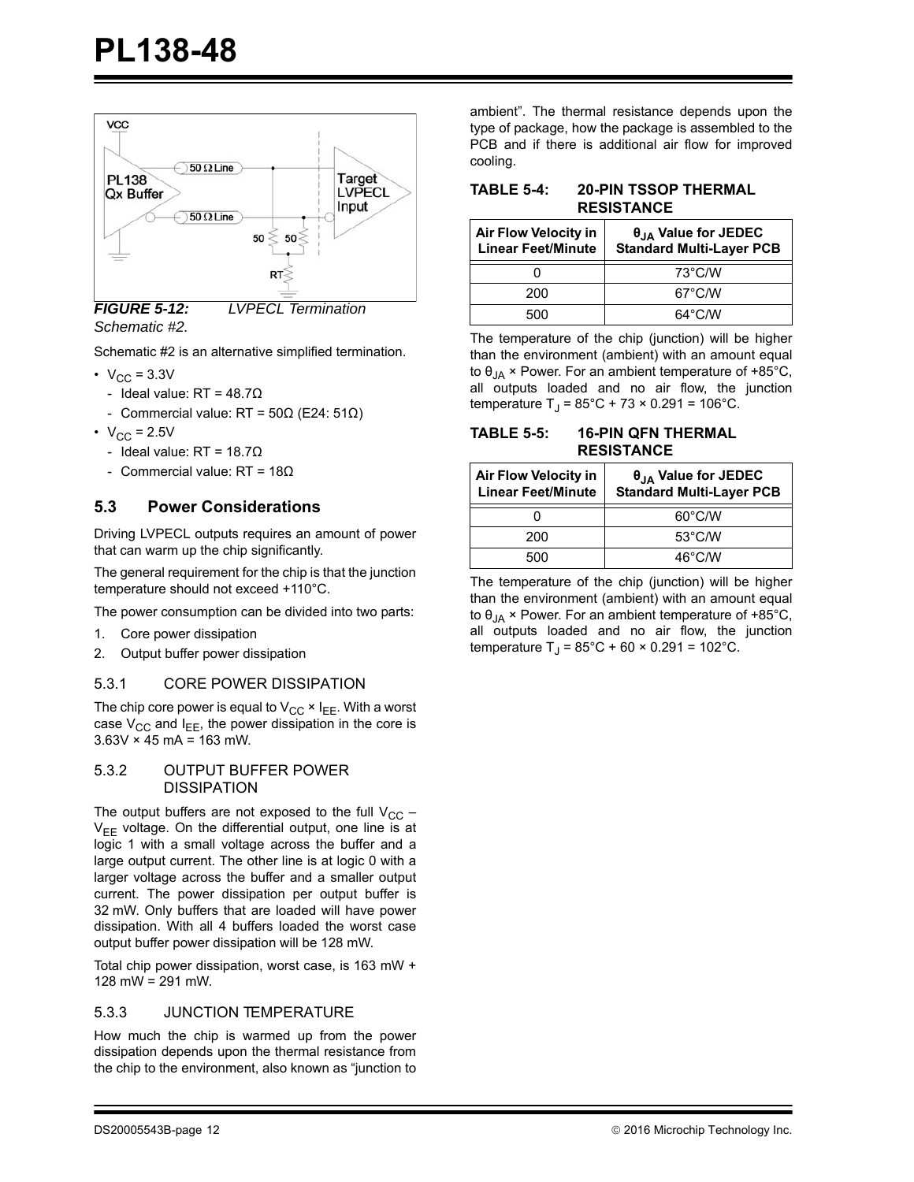FIGURE 5-12: LVPECL Termination Schematic #2.

Schematic #2 is an alternative simplified termination.

- $V_{CC}$ = 3.3V
  - Ideal value: RT = 48.7Ω
  - Commercial value: RT = 50Ω (E24: 51Ω)
- $V_{CC}$ = 2.5V
  - Ideal value: RT = 18.7Ω
  - Commercial value: RT = 18Ω

## 5.3 Power Considerations

Driving LVPECL outputs requires an amount of power that can warm up the chip significantly.

The general requirement for the chip is that the junction temperature should not exceed +110°C.

The power consumption can be divided into two parts:

1. Core power dissipation
2. Output buffer power dissipation

### 5.3.1 CORE POWER DISSIPATION

The chip core power is equal to $V_{CC} \times I_{EE}$. With a worst case $V_{CC}$ and $I_{EE}$, the power dissipation in the core is 3.63V × 45 mA = 163 mW.

### 5.3.2 OUTPUT BUFFER POWER DISSIPATION

The output buffers are not exposed to the full $V_{CC} - V_{EE}$ voltage. On the differential output, one line is at logic 1 with a small voltage across the buffer and a large output current. The other line is at logic 0 with a larger voltage across the buffer and a smaller output current. The power dissipation per output buffer is 32 mW. Only buffers that are loaded will have power dissipation. With all 4 buffers loaded the worst case output buffer power dissipation will be 128 mW.

Total chip power dissipation, worst case, is 163 mW + 128 mW = 291 mW.

### 5.3.3 JUNCTION TEMPERATURE

How much the chip is warmed up from the power dissipation depends upon the thermal resistance from the chip to the environment, also known as "junction to ambient". The thermal resistance depends upon the type of package, how the package is assembled to the PCB and if there is additional air flow for improved cooling.

**TABLE 5-4: 20-PIN TSSOP THERMAL RESISTANCE**

| Air Flow Velocity in Linear Feet/Minute | $\theta_{JA}$ Value for JEDEC Standard Multi-Layer PCB |
|---|---|
| 0 | 73°C/W |
| 200 | 67°C/W |
| 500 | 64°C/W |

The temperature of the chip (junction) will be higher than the environment (ambient) with an amount equal to $\theta_{JA}$ × Power. For an ambient temperature of +85°C, all outputs loaded and no air flow, the junction temperature $T_J$ = 85°C + 73 × 0.291 = 106°C.

**TABLE 5-5: 16-PIN QFN THERMAL RESISTANCE**

| Air Flow Velocity in Linear Feet/Minute | $\theta_{JA}$ Value for JEDEC Standard Multi-Layer PCB |
|---|---|
| 0 | 60°C/W |
| 200 | 53°C/W |
| 500 | 46°C/W |

The temperature of the chip (junction) will be higher than the environment (ambient) with an amount equal to $\theta_{JA}$ × Power. For an ambient temperature of +85°C, all outputs loaded and no air flow, the junction temperature $T_J$ = 85°C + 60 × 0.291 = 102°C.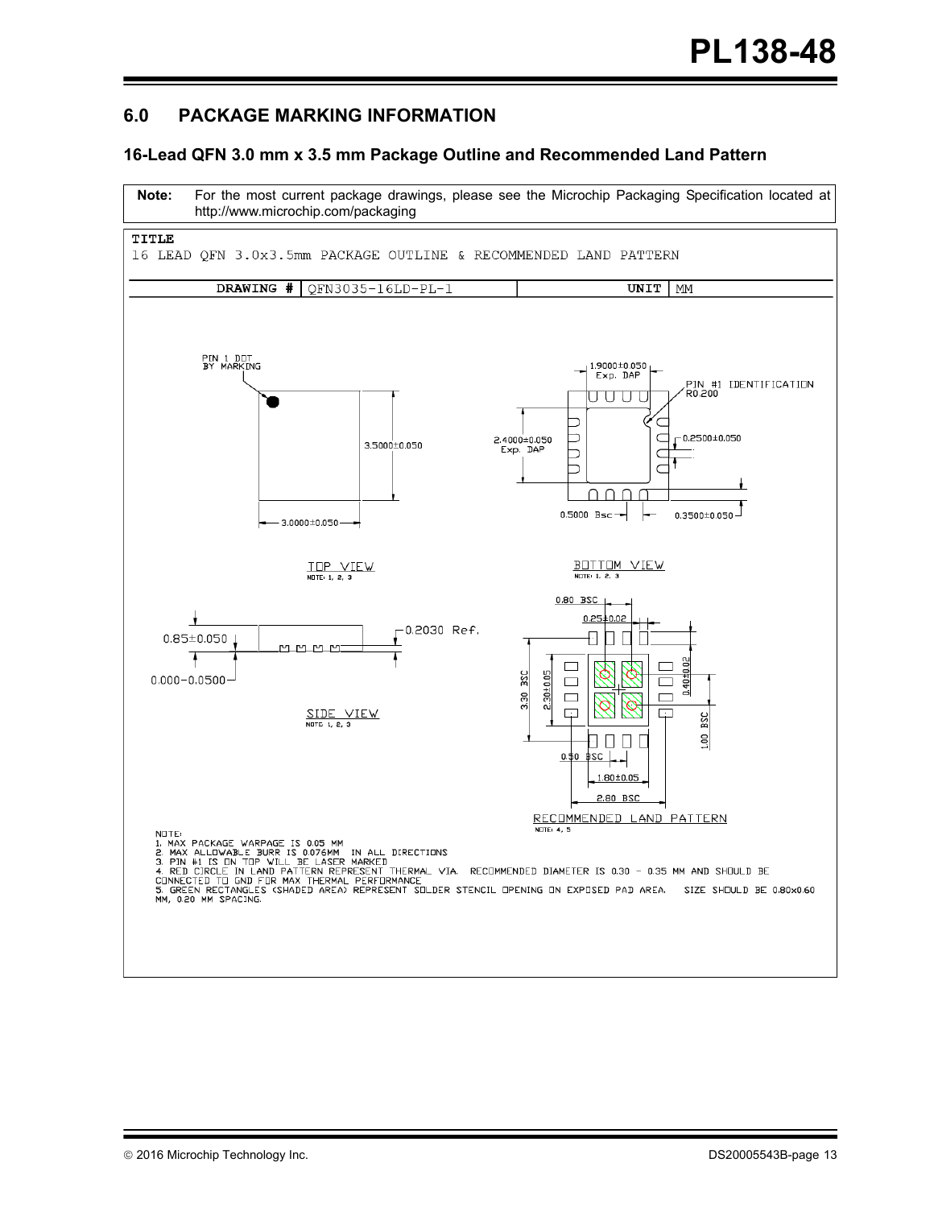## 6.0 PACKAGE MARKING INFORMATION

### 16-Lead QFN 3.0 mm x 3.5 mm Package Outline and Recommended Land Pattern

| Note: | For the most current package drawings, please see the Microchip Packaging Specification located at http://www.microchip.com/packaging |
|---|---|

**TITLE**

16 LEAD QFN 3.0x3.5mm PACKAGE OUTLINE & RECOMMENDED LAND PATTERN

| DRAWING # | QFN3035-16LD-PL-1 | UNIT | MM |
|---|---|---|---|

PIN 1 DOT BY MARKING

3.5000±0.050

3.0000±0.050

TOP VIEW
NOTE: 1, 2, 3

1.9000±0.050 Exp. DAP

PIN #1 IDENTIFICATION R0.200

2.4000±0.050 Exp. DAP

0.2500±0.050

0.5000 Bsc

0.3500±0.050

BOTTOM VIEW
NOTE: 1, 2, 3

0.85±0.050

0.2030 Ref.

0.000-0.0500

SIDE VIEW
NOTE: 1, 2, 3

0.80 BSC

0.25±0.02

3.30 BSC

2.30±0.05

0.40±0.02

1.00 BSC

0.50 BSC

1.80±0.05

2.80 BSC

RECOMMENDED LAND PATTERN
NOTE: 4, 5

NOTE:
1. MAX PACKAGE WARPAGE IS 0.05 MM
2. MAX ALLOWABLE BURR IS 0.076MM IN ALL DIRECTIONS
3. PIN #1 IS ON TOP WILL BE LASER MARKED
4. RED CIRCLE IN LAND PATTERN REPRESENT THERMAL VIA. RECOMMENDED DIAMETER IS 0.30 - 0.35 MM AND SHOULD BE CONNECTED TO GND FOR MAX THERMAL PERFORMANCE
5. GREEN RECTANGLES (SHADED AREA) REPRESENT SOLDER STENCIL OPENING ON EXPOSED PAD AREA. SIZE SHOULD BE 0.80x0.60 MM, 0.20 MM SPACING.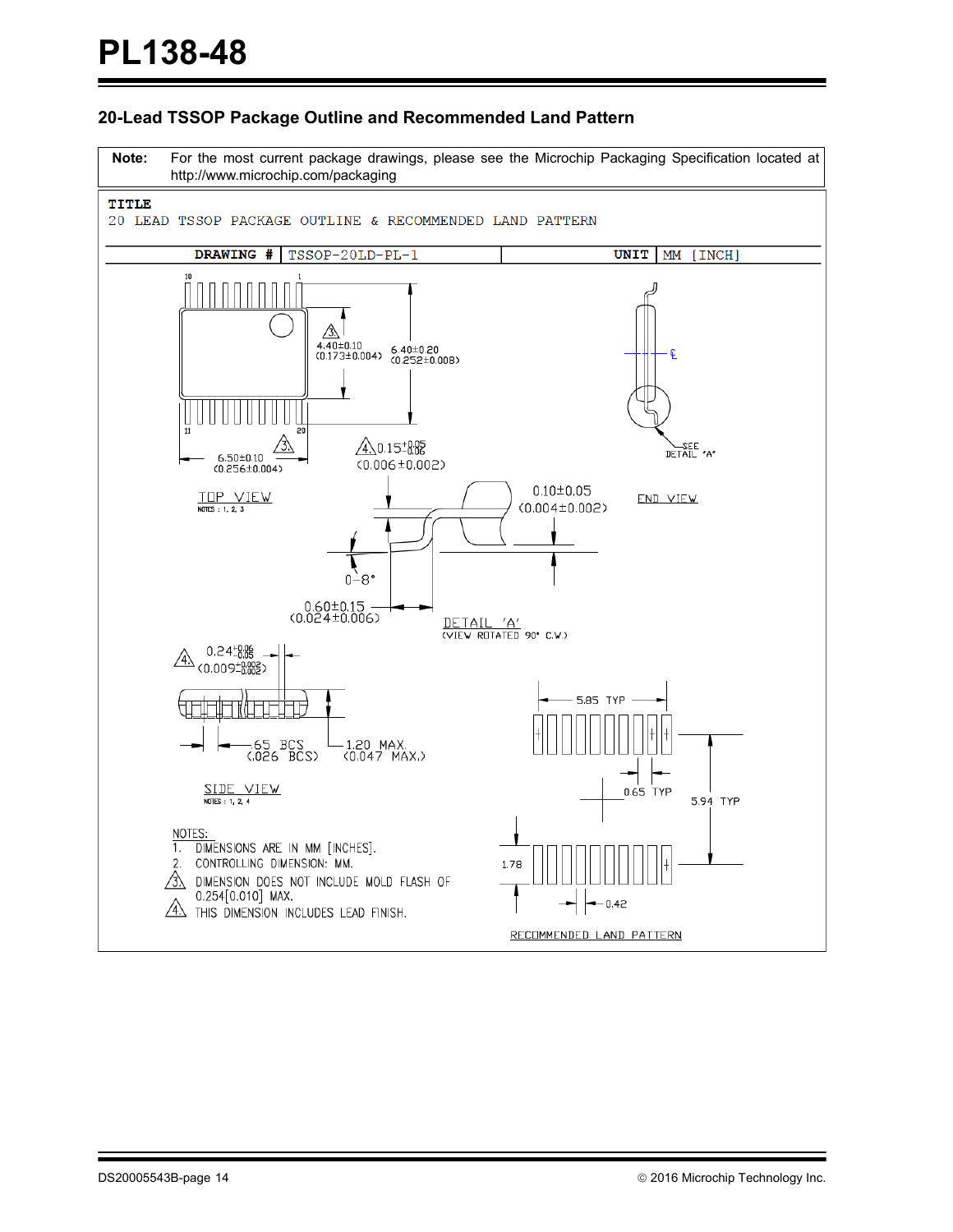## 20-Lead TSSOP Package Outline and Recommended Land Pattern

**Note:** For the most current package drawings, please see the Microchip Packaging Specification located at http://www.microchip.com/packaging

**TITLE**

20 LEAD TSSOP PACKAGE OUTLINE & RECOMMENDED LAND PATTERN

| DRAWING # | TSSOP-20LD-PL-1 | UNIT | MM [INCH] |
|---|---|---|---|

TOP VIEW
NOTES : 1, 2, 3

- 4.40±0.10 (0.173±0.004)
- 6.40±0.20 (0.252±0.008)
- 6.50±0.10 (0.256±0.004)
- $0.15^{+0.05}_{-0.06}$ (0.006±0.002)

END VIEW

DETAIL 'A' (VIEW ROTATED 90° C.W.)

- 0.10±0.05 (0.004±0.002)
- 0–8°
- 0.60±0.15 (0.024±0.006)

SIDE VIEW
NOTES : 1, 2, 4

- $0.24^{+0.06}_{-0.05}$ $(0.009^{+0.002}_{-0.002})$
- .65 BCS (.026 BCS)
- 1.20 MAX. (0.047 MAX.)

RECOMMENDED LAND PATTERN

- 5.85 TYP
- 0.65 TYP
- 5.94 TYP
- 1.78
- 0.42

NOTES:

1. DIMENSIONS ARE IN MM [INCHES].
2. CONTROLLING DIMENSION: MM.
3. DIMENSION DOES NOT INCLUDE MOLD FLASH OF 0.254[0.010] MAX.
4. THIS DIMENSION INCLUDES LEAD FINISH.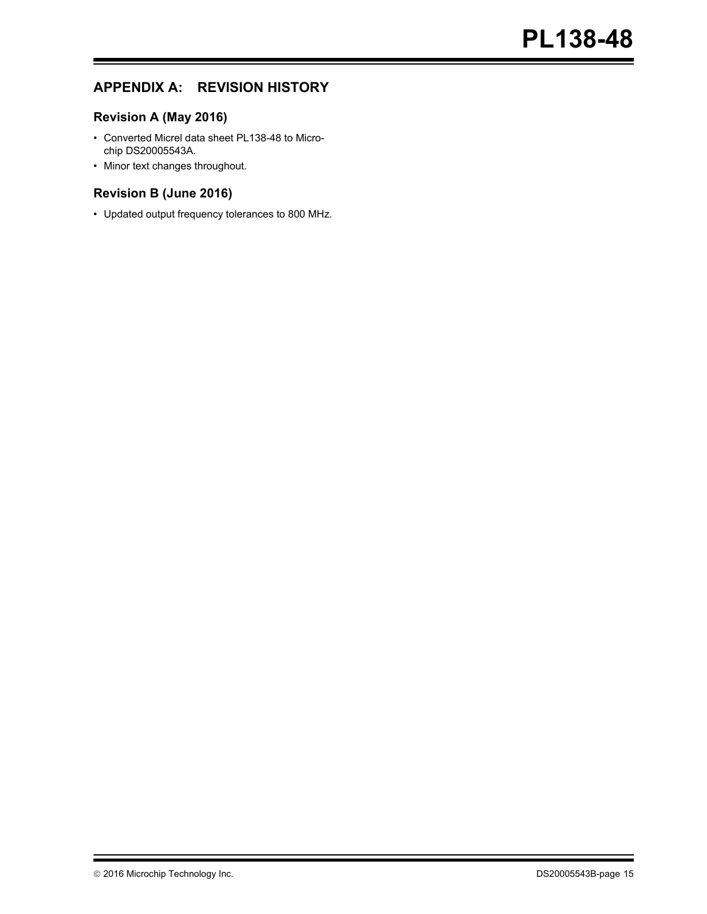# APPENDIX A: REVISION HISTORY

## Revision A (May 2016)

- Converted Micrel data sheet PL138-48 to Microchip DS20005543A.
- Minor text changes throughout.

## Revision B (June 2016)

- Updated output frequency tolerances to 800 MHz.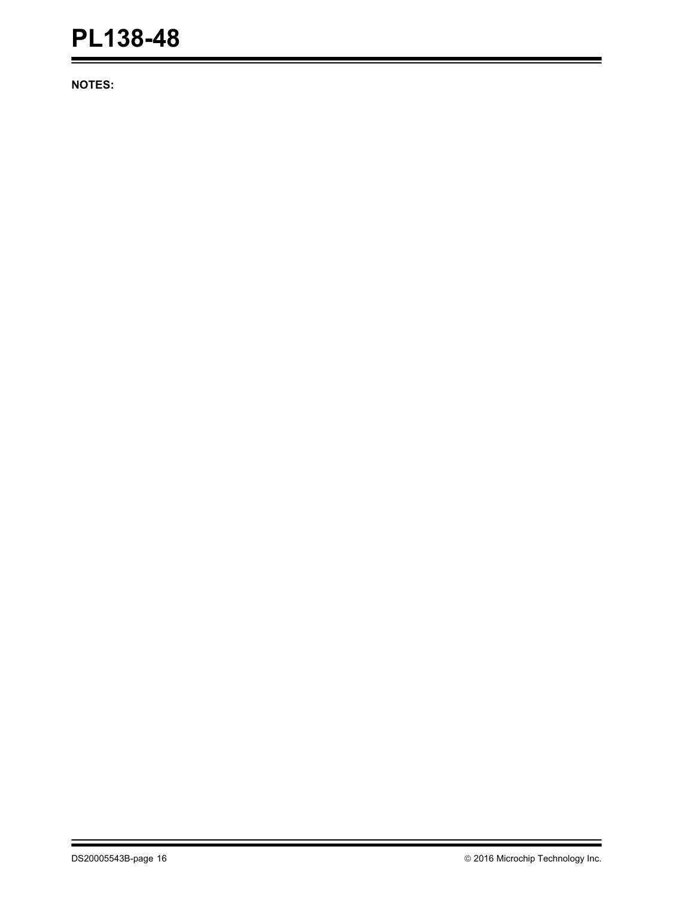**NOTES:**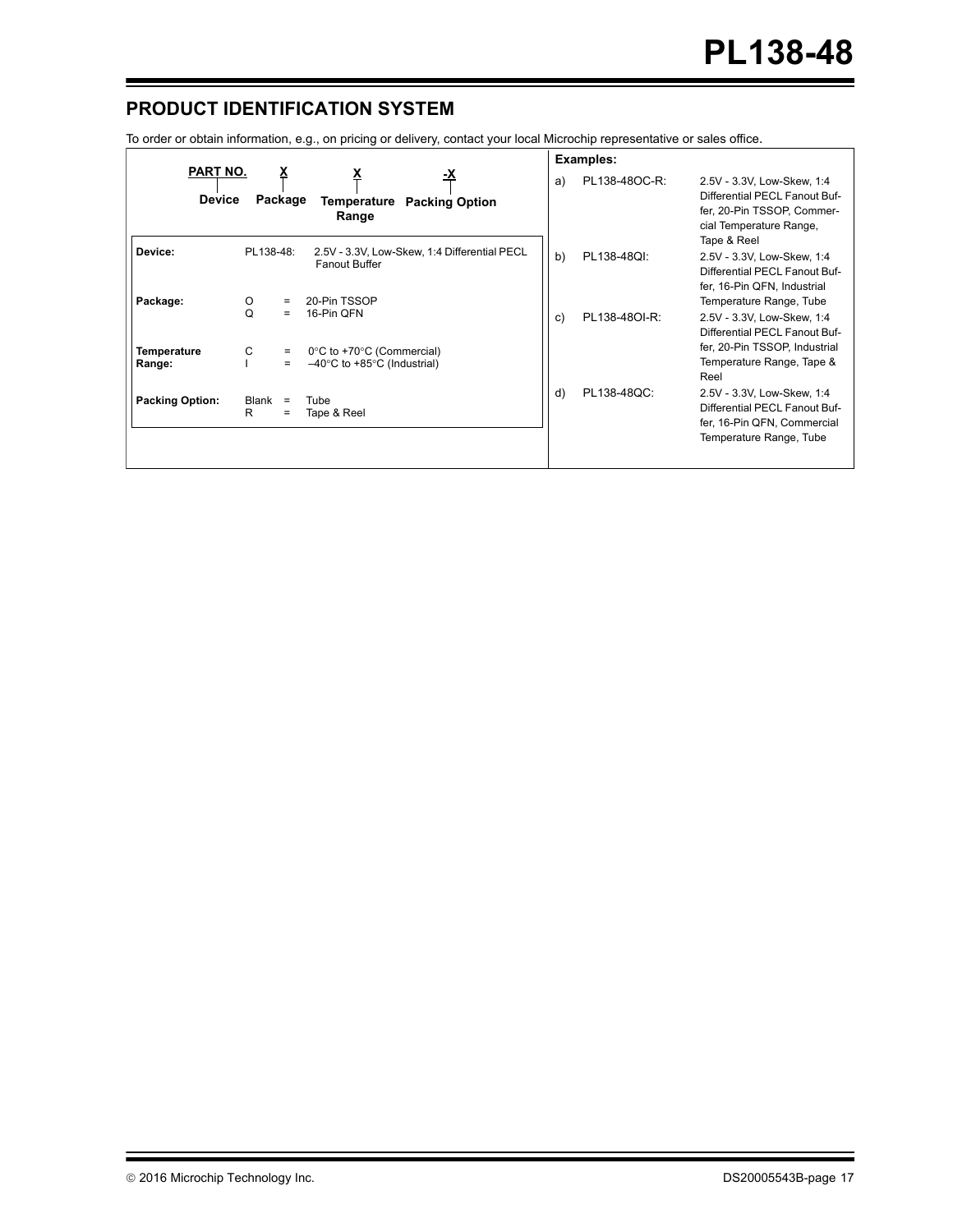## PRODUCT IDENTIFICATION SYSTEM

To order or obtain information, e.g., on pricing or delivery, contact your local Microchip representative or sales office.

| PART NO. | X | X | -X |
|---|---|---|---|
| Device | Package | Temperature Range | Packing Option |

| | | |
|---|---|---|
| **Device:** | PL138-48: | 2.5V - 3.3V, Low-Skew, 1:4 Differential PECL Fanout Buffer |
| **Package:** | O = | 20-Pin TSSOP |
| | Q = | 16-Pin QFN |
| **Temperature Range:** | C = | 0°C to +70°C (Commercial) |
| | I = | –40°C to +85°C (Industrial) |
| **Packing Option:** | Blank = | Tube |
| | R = | Tape & Reel |

**Examples:**

a) PL138-48OC-R: 2.5V - 3.3V, Low-Skew, 1:4 Differential PECL Fanout Buffer, 20-Pin TSSOP, Commercial Temperature Range, Tape & Reel

b) PL138-48QI: 2.5V - 3.3V, Low-Skew, 1:4 Differential PECL Fanout Buffer, 16-Pin QFN, Industrial Temperature Range, Tube

c) PL138-48OI-R: 2.5V - 3.3V, Low-Skew, 1:4 Differential PECL Fanout Buffer, 20-Pin TSSOP, Industrial Temperature Range, Tape & Reel

d) PL138-48QC: 2.5V - 3.3V, Low-Skew, 1:4 Differential PECL Fanout Buffer, 16-Pin QFN, Commercial Temperature Range, Tube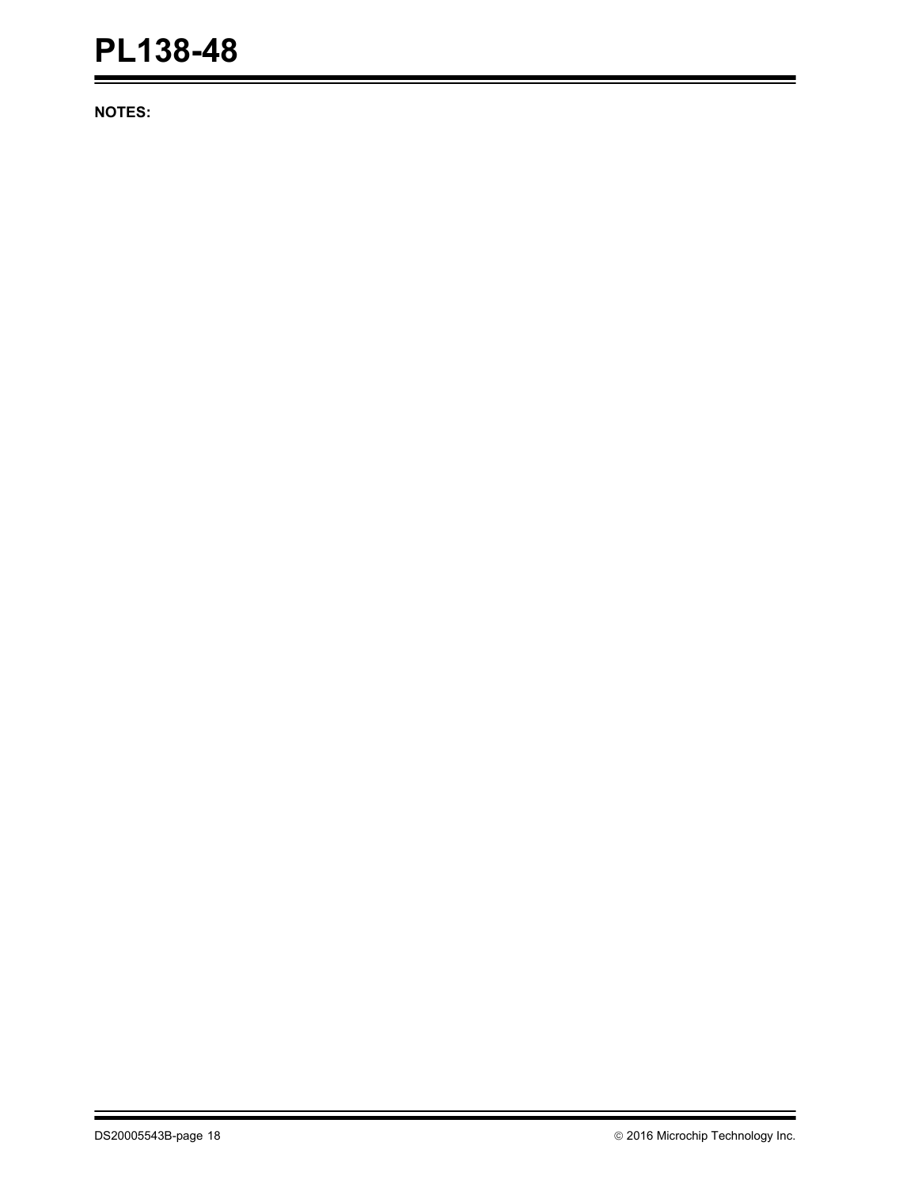**NOTES:**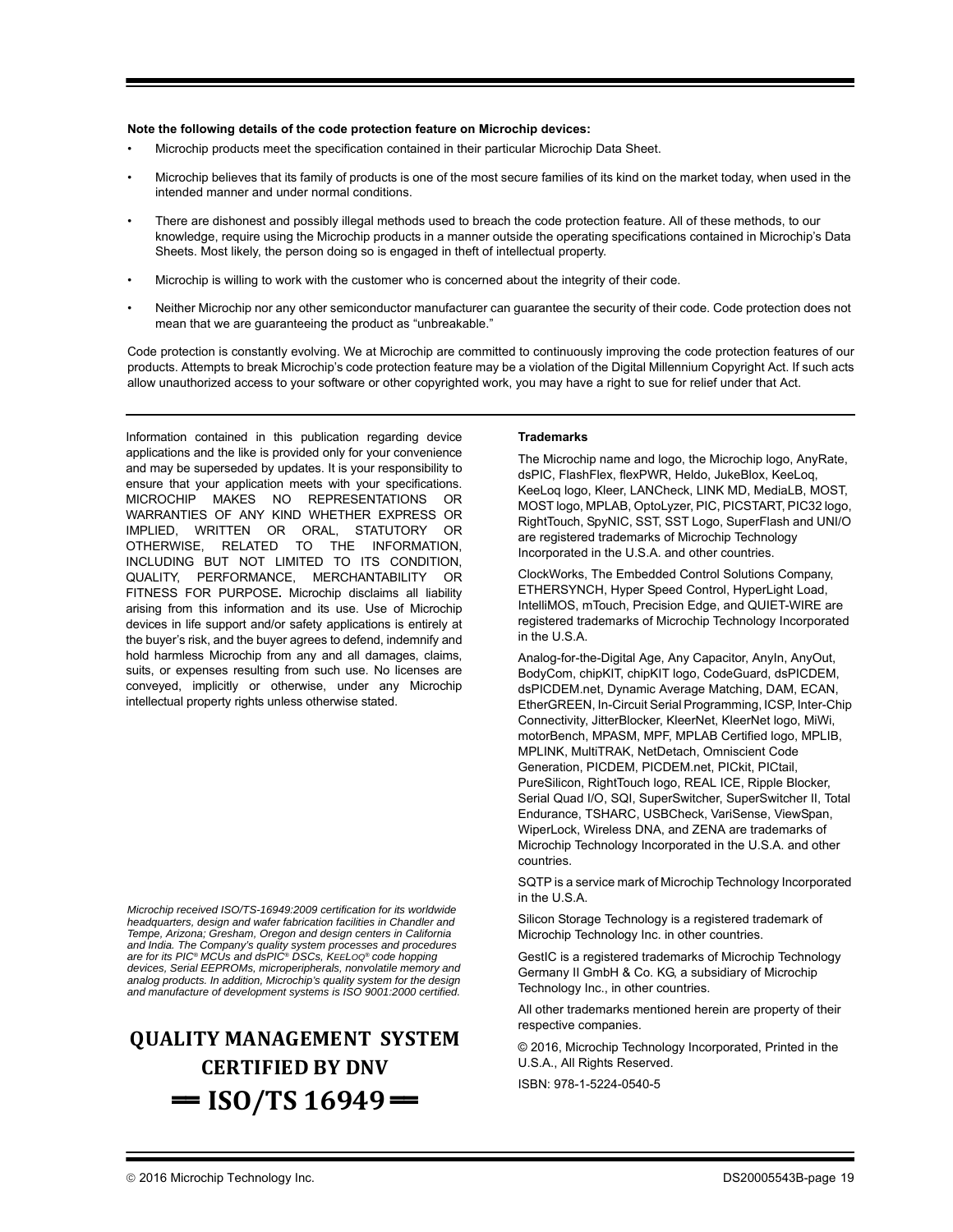**Note the following details of the code protection feature on Microchip devices:**

- Microchip products meet the specification contained in their particular Microchip Data Sheet.
- Microchip believes that its family of products is one of the most secure families of its kind on the market today, when used in the intended manner and under normal conditions.
- There are dishonest and possibly illegal methods used to breach the code protection feature. All of these methods, to our knowledge, require using the Microchip products in a manner outside the operating specifications contained in Microchip's Data Sheets. Most likely, the person doing so is engaged in theft of intellectual property.
- Microchip is willing to work with the customer who is concerned about the integrity of their code.
- Neither Microchip nor any other semiconductor manufacturer can guarantee the security of their code. Code protection does not mean that we are guaranteeing the product as "unbreakable."

Code protection is constantly evolving. We at Microchip are committed to continuously improving the code protection features of our products. Attempts to break Microchip's code protection feature may be a violation of the Digital Millennium Copyright Act. If such acts allow unauthorized access to your software or other copyrighted work, you may have a right to sue for relief under that Act.

---

Information contained in this publication regarding device applications and the like is provided only for your convenience and may be superseded by updates. It is your responsibility to ensure that your application meets with your specifications. MICROCHIP MAKES NO REPRESENTATIONS OR WARRANTIES OF ANY KIND WHETHER EXPRESS OR IMPLIED, WRITTEN OR ORAL, STATUTORY OR OTHERWISE, RELATED TO THE INFORMATION, INCLUDING BUT NOT LIMITED TO ITS CONDITION, QUALITY, PERFORMANCE, MERCHANTABILITY OR FITNESS FOR PURPOSE**.** Microchip disclaims all liability arising from this information and its use. Use of Microchip devices in life support and/or safety applications is entirely at the buyer's risk, and the buyer agrees to defend, indemnify and hold harmless Microchip from any and all damages, claims, suits, or expenses resulting from such use. No licenses are conveyed, implicitly or otherwise, under any Microchip intellectual property rights unless otherwise stated.

*Microchip received ISO/TS-16949:2009 certification for its worldwide headquarters, design and wafer fabrication facilities in Chandler and Tempe, Arizona; Gresham, Oregon and design centers in California and India. The Company's quality system processes and procedures are for its PIC® MCUs and dsPIC® DSCs, KEELOQ® code hopping devices, Serial EEPROMs, microperipherals, nonvolatile memory and analog products. In addition, Microchip's quality system for the design and manufacture of development systems is ISO 9001:2000 certified.*

**QUALITY MANAGEMENT SYSTEM CERTIFIED BY DNV**

**== ISO/TS 16949 ==**

**Trademarks**

The Microchip name and logo, the Microchip logo, AnyRate, dsPIC, FlashFlex, flexPWR, Heldo, JukeBlox, KeeLoq, KeeLoq logo, Kleer, LANCheck, LINK MD, MediaLB, MOST, MOST logo, MPLAB, OptoLyzer, PIC, PICSTART, PIC32 logo, RightTouch, SpyNIC, SST, SST Logo, SuperFlash and UNI/O are registered trademarks of Microchip Technology Incorporated in the U.S.A. and other countries.

ClockWorks, The Embedded Control Solutions Company, ETHERSYNCH, Hyper Speed Control, HyperLight Load, IntelliMOS, mTouch, Precision Edge, and QUIET-WIRE are registered trademarks of Microchip Technology Incorporated in the U.S.A.

Analog-for-the-Digital Age, Any Capacitor, AnyIn, AnyOut, BodyCom, chipKIT, chipKIT logo, CodeGuard, dsPICDEM, dsPICDEM.net, Dynamic Average Matching, DAM, ECAN, EtherGREEN, In-Circuit Serial Programming, ICSP, Inter-Chip Connectivity, JitterBlocker, KleerNet, KleerNet logo, MiWi, motorBench, MPASM, MPF, MPLAB Certified logo, MPLIB, MPLINK, MultiTRAK, NetDetach, Omniscient Code Generation, PICDEM, PICDEM.net, PICkit, PICtail, PureSilicon, RightTouch logo, REAL ICE, Ripple Blocker, Serial Quad I/O, SQI, SuperSwitcher, SuperSwitcher II, Total Endurance, TSHARC, USBCheck, VariSense, ViewSpan, WiperLock, Wireless DNA, and ZENA are trademarks of Microchip Technology Incorporated in the U.S.A. and other countries.

SQTP is a service mark of Microchip Technology Incorporated in the U.S.A.

Silicon Storage Technology is a registered trademark of Microchip Technology Inc. in other countries.

GestIC is a registered trademarks of Microchip Technology Germany II GmbH & Co. KG, a subsidiary of Microchip Technology Inc., in other countries.

All other trademarks mentioned herein are property of their respective companies.

© 2016, Microchip Technology Incorporated, Printed in the U.S.A., All Rights Reserved.

ISBN: 978-1-5224-0540-5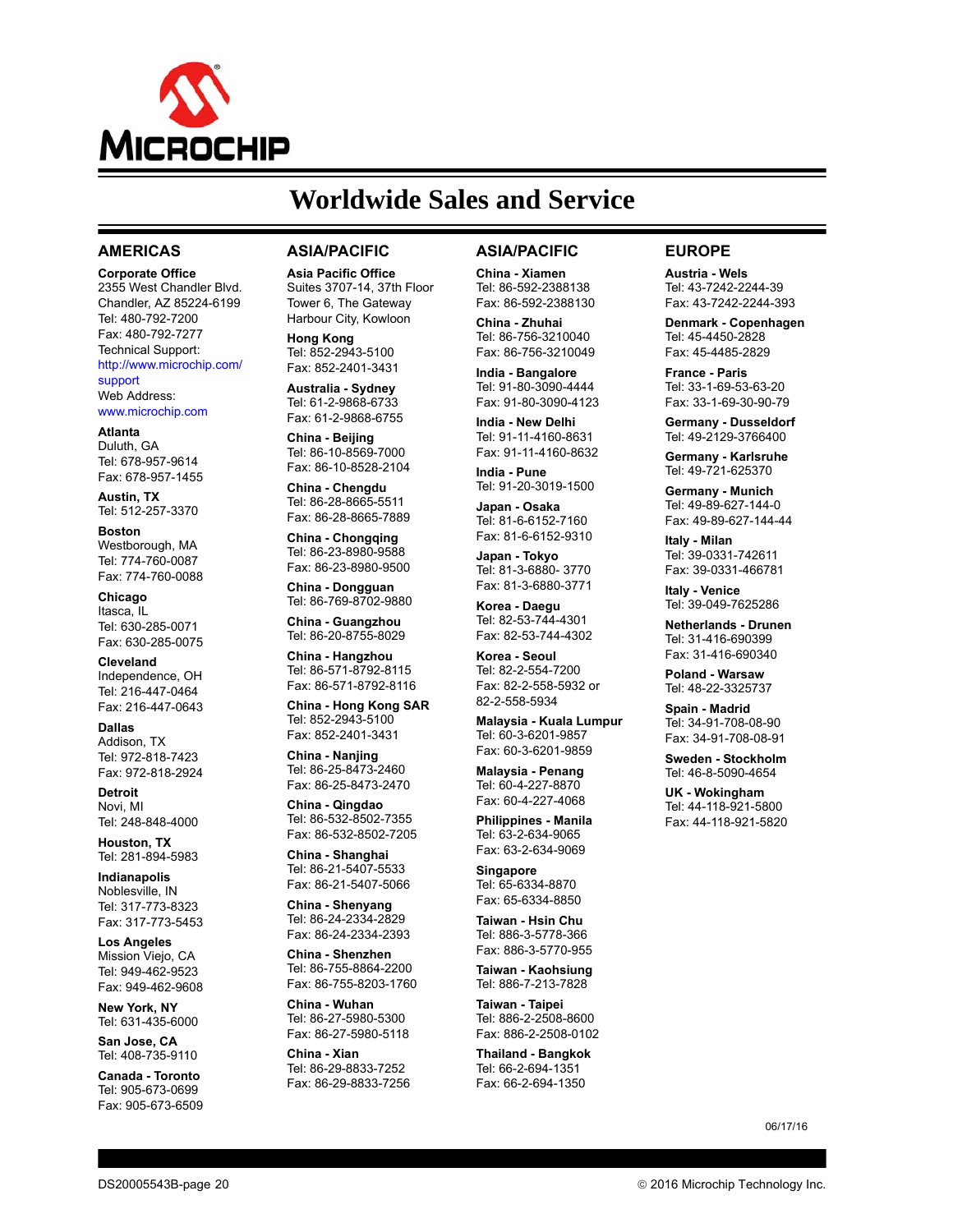# Worldwide Sales and Service

## AMERICAS

**Corporate Office**
2355 West Chandler Blvd.
Chandler, AZ 85224-6199
Tel: 480-792-7200
Fax: 480-792-7277
Technical Support:
http://www.microchip.com/support
Web Address:
www.microchip.com

**Atlanta**
Duluth, GA
Tel: 678-957-9614
Fax: 678-957-1455

**Austin, TX**
Tel: 512-257-3370

**Boston**
Westborough, MA
Tel: 774-760-0087
Fax: 774-760-0088

**Chicago**
Itasca, IL
Tel: 630-285-0071
Fax: 630-285-0075

**Cleveland**
Independence, OH
Tel: 216-447-0464
Fax: 216-447-0643

**Dallas**
Addison, TX
Tel: 972-818-7423
Fax: 972-818-2924

**Detroit**
Novi, MI
Tel: 248-848-4000

**Houston, TX**
Tel: 281-894-5983

**Indianapolis**
Noblesville, IN
Tel: 317-773-8323
Fax: 317-773-5453

**Los Angeles**
Mission Viejo, CA
Tel: 949-462-9523
Fax: 949-462-9608

**New York, NY**
Tel: 631-435-6000

**San Jose, CA**
Tel: 408-735-9110

**Canada - Toronto**
Tel: 905-673-0699
Fax: 905-673-6509

## ASIA/PACIFIC

**Asia Pacific Office**
Suites 3707-14, 37th Floor
Tower 6, The Gateway
Harbour City, Kowloon

**Hong Kong**
Tel: 852-2943-5100
Fax: 852-2401-3431

**Australia - Sydney**
Tel: 61-2-9868-6733
Fax: 61-2-9868-6755

**China - Beijing**
Tel: 86-10-8569-7000
Fax: 86-10-8528-2104

**China - Chengdu**
Tel: 86-28-8665-5511
Fax: 86-28-8665-7889

**China - Chongqing**
Tel: 86-23-8980-9588
Fax: 86-23-8980-9500

**China - Dongguan**
Tel: 86-769-8702-9880

**China - Guangzhou**
Tel: 86-20-8755-8029

**China - Hangzhou**
Tel: 86-571-8792-8115
Fax: 86-571-8792-8116

**China - Hong Kong SAR**
Tel: 852-2943-5100
Fax: 852-2401-3431

**China - Nanjing**
Tel: 86-25-8473-2460
Fax: 86-25-8473-2470

**China - Qingdao**
Tel: 86-532-8502-7355
Fax: 86-532-8502-7205

**China - Shanghai**
Tel: 86-21-5407-5533
Fax: 86-21-5407-5066

**China - Shenyang**
Tel: 86-24-2334-2829
Fax: 86-24-2334-2393

**China - Shenzhen**
Tel: 86-755-8864-2200
Fax: 86-755-8203-1760

**China - Wuhan**
Tel: 86-27-5980-5300
Fax: 86-27-5980-5118

**China - Xian**
Tel: 86-29-8833-7252
Fax: 86-29-8833-7256

## ASIA/PACIFIC

**China - Xiamen**
Tel: 86-592-2388138
Fax: 86-592-2388130

**China - Zhuhai**
Tel: 86-756-3210040
Fax: 86-756-3210049

**India - Bangalore**
Tel: 91-80-3090-4444
Fax: 91-80-3090-4123

**India - New Delhi**
Tel: 91-11-4160-8631
Fax: 91-11-4160-8632

**India - Pune**
Tel: 91-20-3019-1500

**Japan - Osaka**
Tel: 81-6-6152-7160
Fax: 81-6-6152-9310

**Japan - Tokyo**
Tel: 81-3-6880- 3770
Fax: 81-3-6880-3771

**Korea - Daegu**
Tel: 82-53-744-4301
Fax: 82-53-744-4302

**Korea - Seoul**
Tel: 82-2-554-7200
Fax: 82-2-558-5932 or
82-2-558-5934

**Malaysia - Kuala Lumpur**
Tel: 60-3-6201-9857
Fax: 60-3-6201-9859

**Malaysia - Penang**
Tel: 60-4-227-8870
Fax: 60-4-227-4068

**Philippines - Manila**
Tel: 63-2-634-9065
Fax: 63-2-634-9069

**Singapore**
Tel: 65-6334-8870
Fax: 65-6334-8850

**Taiwan - Hsin Chu**
Tel: 886-3-5778-366
Fax: 886-3-5770-955

**Taiwan - Kaohsiung**
Tel: 886-7-213-7828

**Taiwan - Taipei**
Tel: 886-2-2508-8600
Fax: 886-2-2508-0102

**Thailand - Bangkok**
Tel: 66-2-694-1351
Fax: 66-2-694-1350

## EUROPE

**Austria - Wels**
Tel: 43-7242-2244-39
Fax: 43-7242-2244-393

**Denmark - Copenhagen**
Tel: 45-4450-2828
Fax: 45-4485-2829

**France - Paris**
Tel: 33-1-69-53-63-20
Fax: 33-1-69-30-90-79

**Germany - Dusseldorf**
Tel: 49-2129-3766400

**Germany - Karlsruhe**
Tel: 49-721-625370

**Germany - Munich**
Tel: 49-89-627-144-0
Fax: 49-89-627-144-44

**Italy - Milan**
Tel: 39-0331-742611
Fax: 39-0331-466781

**Italy - Venice**
Tel: 39-049-7625286

**Netherlands - Drunen**
Tel: 31-416-690399
Fax: 31-416-690340

**Poland - Warsaw**
Tel: 48-22-3325737

**Spain - Madrid**
Tel: 34-91-708-08-90
Fax: 34-91-708-08-91

**Sweden - Stockholm**
Tel: 46-8-5090-4654

**UK - Wokingham**
Tel: 44-118-921-5800
Fax: 44-118-921-5820

06/17/16